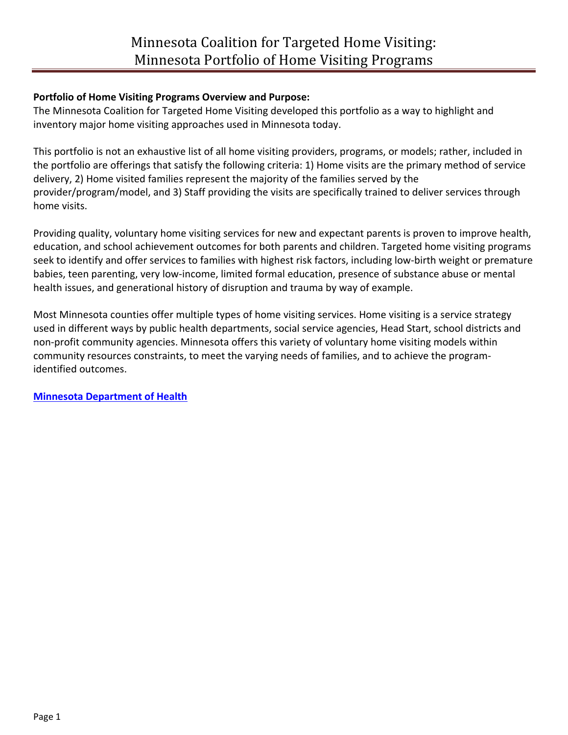# Minnesota Coalition for Targeted Home Visiting: Minnesota Portfolio of Home Visiting Programs

**Portfolio of Home Visiting Programs Overview and Purpose:**

The Minnesota Coalition for Targeted Home Visiting developed this portfolio as a way to highlight and inventory major home visiting approaches used in Minnesota today.

This portfolio is not an exhaustive list of all home visiting providers, programs, or models; rather, included in the portfolio are offerings that satisfy the following criteria: 1) Home visits are the primary method of service delivery, 2) Home visited families represent the majority of the families served by the provider/program/model, and 3) Staff providing the visits are specifically trained to deliver services through home visits.

Providing quality, voluntary home visiting services for new and expectant parents is proven to improve health, education, and school achievement outcomes for both parents and children. Targeted home visiting programs seek to identify and offer services to families with highest risk factors, including low-birth weight or premature babies, teen parenting, very low-income, limited formal education, presence of substance abuse or mental health issues, and generational history of disruption and trauma by way of example.

Most Minnesota counties offer multiple types of home visiting services. Home visiting is a service strategy used in different ways by public health departments, social service agencies, Head Start, school districts and non-profit community agencies. Minnesota offers this variety of voluntary home visiting models within community resources constraints, to meet the varying needs of families, and to achieve the program-identified outcomes.

**Minnesota Department of Health**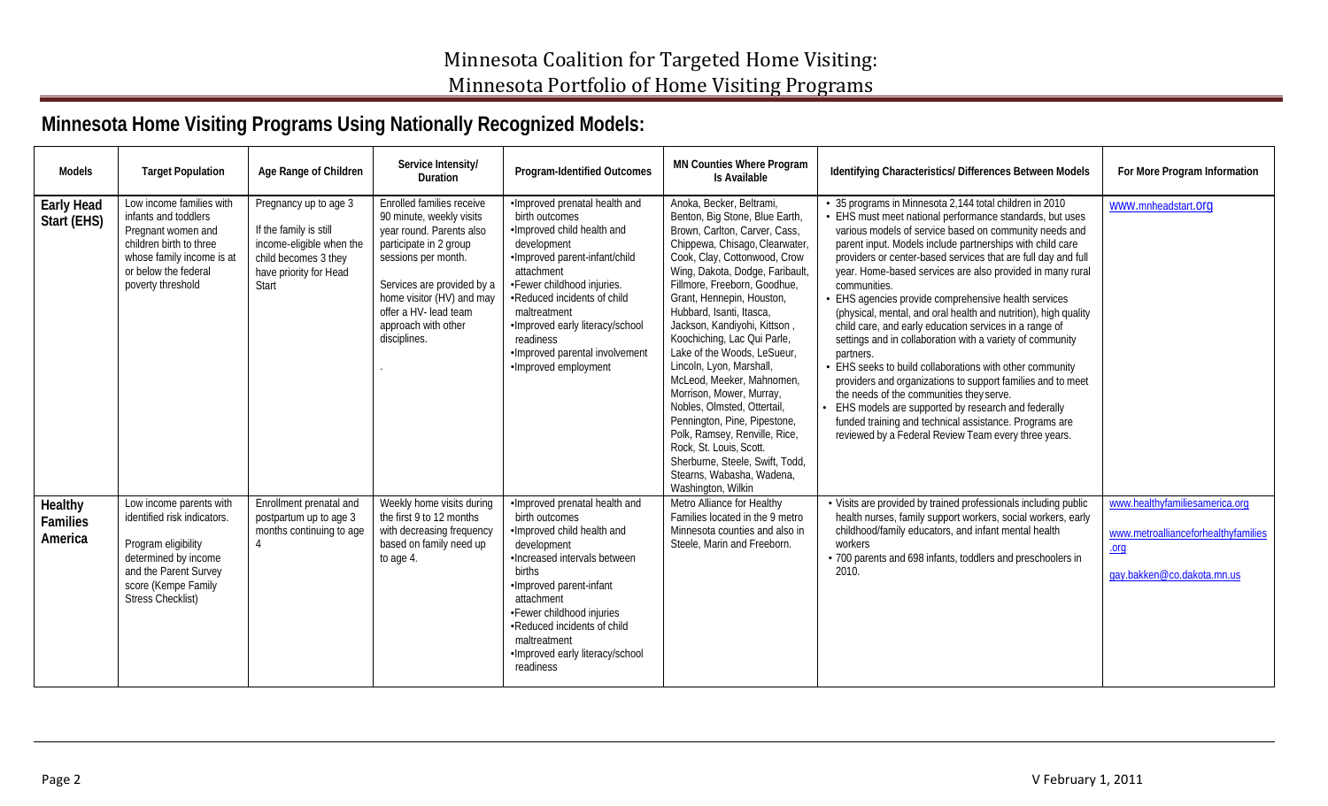# Minnesota Coalition for Targeted Home Visiting: Minnesota Portfolio of Home Visiting Programs

## Minnesota Home Visiting Programs Using Nationally Recognized Models:

| Models | Target Population | Age Range of Children | Service Intensity/ Duration | Program-Identified Outcomes | MN Counties Where Program Is Available | Identifying Characteristics/ Differences Between Models | For More Program Information |
|---|---|---|---|---|---|---|---|
| **Early Head Start (EHS)** | Low income families with infants and toddlers Pregnant women and children birth to three whose family income is at or below the federal poverty threshold | Pregnancy up to age 3<br><br>If the family is still income-eligible when the child becomes 3 they have priority for Head Start | Enrolled families receive 90 minute, weekly visits year round. Parents also participate in 2 group sessions per month.<br><br>Services are provided by a home visitor (HV) and may offer a HV- lead team approach with other disciplines.<br><br>. | •Improved prenatal health and birth outcomes<br>•Improved child health and development<br>•Improved parent-infant/child attachment<br>•Fewer childhood injuries.<br>•Reduced incidents of child maltreatment<br>•Improved early literacy/school readiness<br>•Improved parental involvement<br>•Improved employment | Anoka, Becker, Beltrami, Benton, Big Stone, Blue Earth, Brown, Carlton, Carver, Cass, Chippewa, Chisago, Clearwater, Cook, Clay, Cottonwood, Crow Wing, Dakota, Dodge, Faribault, Fillmore, Freeborn, Goodhue, Grant, Hennepin, Houston, Hubbard, Isanti, Itasca, Jackson, Kandiyohi, Kittson , Koochiching, Lac Qui Parle, Lake of the Woods, LeSueur, Lincoln, Lyon, Marshall, McLeod, Meeker, Mahnomen, Morrison, Mower, Murray, Nobles, Olmsted, Ottertail, Pennington, Pine, Pipestone, Polk, Ramsey, Renville, Rice, Rock, St. Louis, Scott. Sherburne, Steele, Swift, Todd, Stearns, Wabasha, Wadena, Washington, Wilkin | • 35 programs in Minnesota 2,144 total children in 2010<br>• EHS must meet national performance standards, but uses various models of service based on community needs and parent input. Models include partnerships with child care providers or center-based services that are full day and full year. Home-based services are also provided in many rural communities.<br>• EHS agencies provide comprehensive health services (physical, mental, and oral health and nutrition), high quality child care, and early education services in a range of settings and in collaboration with a variety of community partners.<br>• EHS seeks to build collaborations with other community providers and organizations to support families and to meet the needs of the communities they serve.<br>• EHS models are supported by research and federally funded training and technical assistance. Programs are reviewed by a Federal Review Team every three years. | www.mnheadstart.org |
| **Healthy Families America** | Low income parents with identified risk indicators.<br><br>Program eligibility determined by income and the Parent Survey score (Kempe Family Stress Checklist) | Enrollment prenatal and postpartum up to age 3 months continuing to age 4 | Weekly home visits during the first 9 to 12 months with decreasing frequency based on family need up to age 4. | •Improved prenatal health and birth outcomes<br>•Improved child health and development<br>•Increased intervals between births<br>•Improved parent-infant attachment<br>•Fewer childhood injuries<br>•Reduced incidents of child maltreatment<br>•Improved early literacy/school readiness | Metro Alliance for Healthy Families located in the 9 metro Minnesota counties and also in Steele, Marin and Freeborn. | • Visits are provided by trained professionals including public health nurses, family support workers, social workers, early childhood/family educators, and infant mental health workers<br>• 700 parents and 698 infants, toddlers and preschoolers in 2010. | www.healthyfamiliesamerica.org<br><br>www.metroallianceforhealthyfamilies.org<br><br>gay.bakken@co.dakota.mn.us |

V February 1, 2011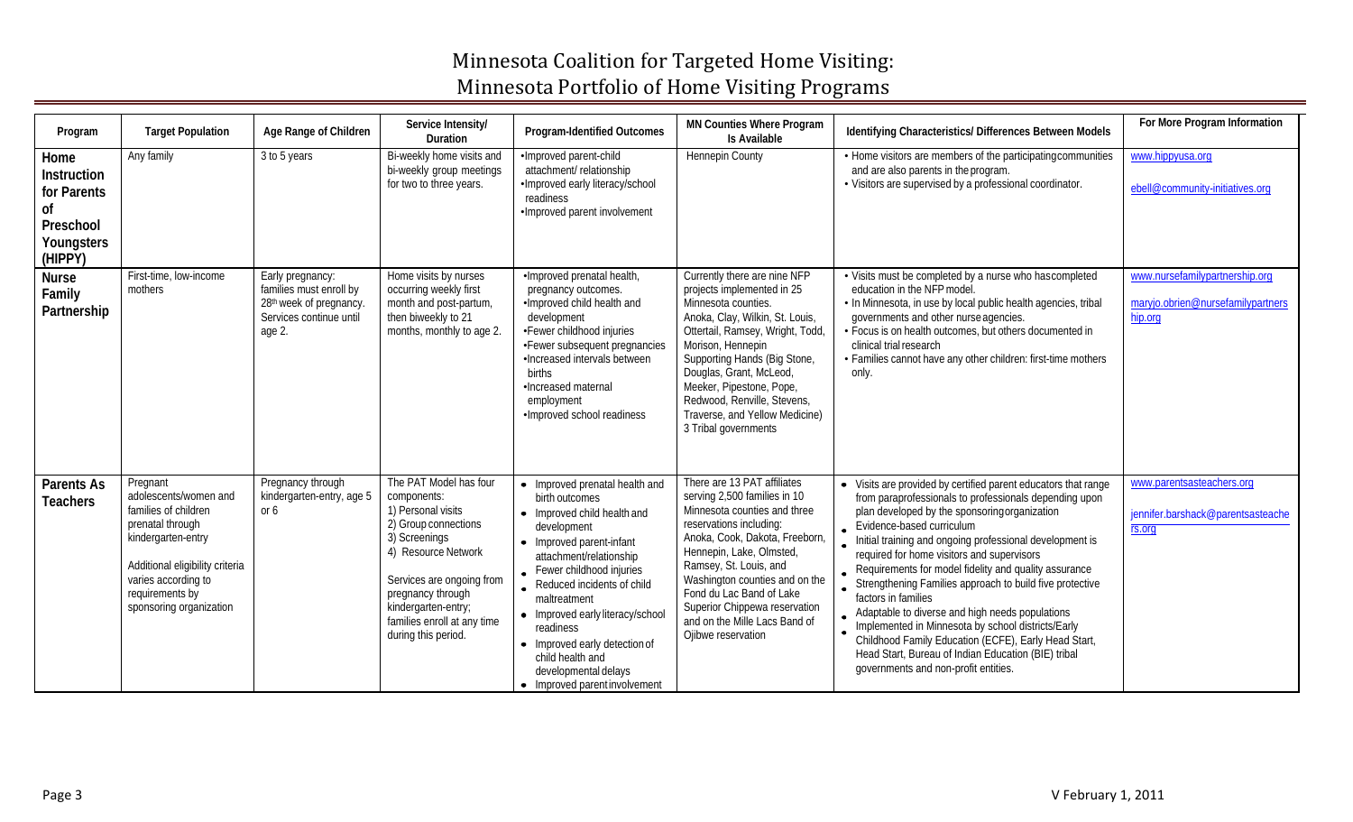# Minnesota Coalition for Targeted Home Visiting: Minnesota Portfolio of Home Visiting Programs

| Program | Target Population | Age Range of Children | Service Intensity/ Duration | Program-Identified Outcomes | MN Counties Where Program Is Available | Identifying Characteristics/ Differences Between Models | For More Program Information |
|---|---|---|---|---|---|---|---|
| **Home Instruction for Parents of Preschool Youngsters (HIPPY)** | Any family | 3 to 5 years | Bi-weekly home visits and bi-weekly group meetings for two to three years. | •Improved parent-child attachment/ relationship<br>•Improved early literacy/school readiness<br>•Improved parent involvement | Hennepin County | • Home visitors are members of the participating communities and are also parents in the program.<br>• Visitors are supervised by a professional coordinator. | www.hippyusa.org<br><br>ebell@community-initiatives.org |
| **Nurse Family Partnership** | First-time, low-income mothers | Early pregnancy: families must enroll by 28th week of pregnancy. Services continue until age 2. | Home visits by nurses occurring weekly first month and post-partum, then biweekly to 21 months, monthly to age 2. | •Improved prenatal health, pregnancy outcomes.<br>•Improved child health and development<br>•Fewer childhood injuries<br>•Fewer subsequent pregnancies<br>•Increased intervals between births<br>•Increased maternal employment<br>•Improved school readiness | Currently there are nine NFP projects implemented in 25 Minnesota counties.<br>Anoka, Clay, Wilkin, St. Louis, Ottertail, Ramsey, Wright, Todd, Morison, Hennepin<br>Supporting Hands (Big Stone, Douglas, Grant, McLeod, Meeker, Pipestone, Pope, Redwood, Renville, Stevens, Traverse, and Yellow Medicine)<br>3 Tribal governments | • Visits must be completed by a nurse who has completed education in the NFP model.<br>• In Minnesota, in use by local public health agencies, tribal governments and other nurse agencies.<br>• Focus is on health outcomes, but others documented in clinical trial research<br>• Families cannot have any other children: first-time mothers only. | www.nursefamilypartnership.org<br><br>maryjo.obrien@nursefamilypartnership.org |
| **Parents As Teachers** | Pregnant adolescents/women and families of children prenatal through kindergarten-entry<br><br>Additional eligibility criteria varies according to requirements by sponsoring organization | Pregnancy through kindergarten-entry, age 5 or 6 | The PAT Model has four components:<br>1) Personal visits<br>2) Group connections<br>3) Screenings<br>4) Resource Network<br><br>Services are ongoing from pregnancy through kindergarten-entry; families enroll at any time during this period. | • Improved prenatal health and birth outcomes<br>• Improved child health and development<br>• Improved parent-infant attachment/relationship<br>• Fewer childhood injuries<br>• Reduced incidents of child maltreatment<br>• Improved early literacy/school readiness<br>• Improved early detection of child health and developmental delays<br>• Improved parent involvement | There are 13 PAT affiliates serving 2,500 families in 10 Minnesota counties and three reservations including:<br>Anoka, Cook, Dakota, Freeborn, Hennepin, Lake, Olmsted, Ramsey, St. Louis, and Washington counties and on the Fond du Lac Band of Lake Superior Chippewa reservation and on the Mille Lacs Band of Ojibwe reservation | • Visits are provided by certified parent educators that range from paraprofessionals to professionals depending upon plan developed by the sponsoring organization<br>• Evidence-based curriculum<br>• Initial training and ongoing professional development is required for home visitors and supervisors<br>• Requirements for model fidelity and quality assurance<br>• Strengthening Families approach to build five protective factors in families<br>• Adaptable to diverse and high needs populations<br>• Implemented in Minnesota by school districts/Early Childhood Family Education (ECFE), Early Head Start, Head Start, Bureau of Indian Education (BIE) tribal governments and non-profit entities. | www.parentsasteachers.org<br><br>jennifer.barshack@parentsasteachers.org |

V February 1, 2011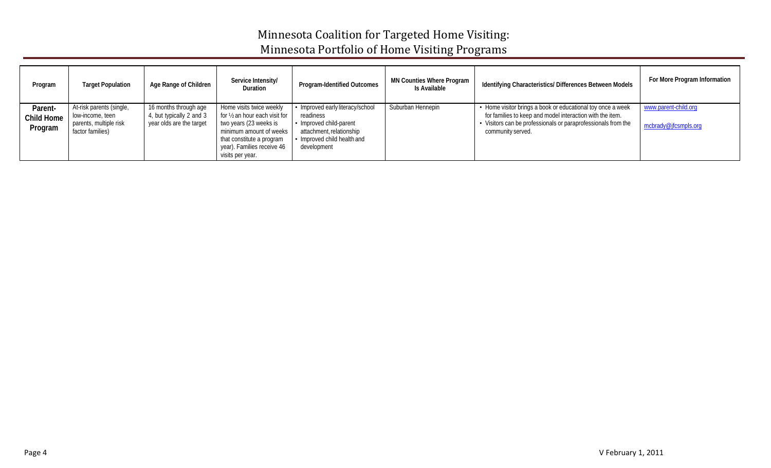# Minnesota Coalition for Targeted Home Visiting: Minnesota Portfolio of Home Visiting Programs

| Program | Target Population | Age Range of Children | Service Intensity/ Duration | Program-Identified Outcomes | MN Counties Where Program Is Available | Identifying Characteristics/ Differences Between Models | For More Program Information |
|---|---|---|---|---|---|---|---|
| **Parent-Child Home Program** | At-risk parents (single, low-income, teen parents, multiple risk factor families) | 16 months through age 4, but typically 2 and 3 year olds are the target | Home visits twice weekly for ½ an hour each visit for two years (23 weeks is minimum amount of weeks that constitute a program year). Families receive 46 visits per year. | • Improved early literacy/school readiness<br>• Improved child-parent attachment, relationship<br>• Improved child health and development | Suburban Hennepin | • Home visitor brings a book or educational toy once a week for families to keep and model interaction with the item.<br>• Visitors can be professionals or paraprofessionals from the community served. | www.parent-child.org<br><br>mcbrady@jfcsmpls.org |

V February 1, 2011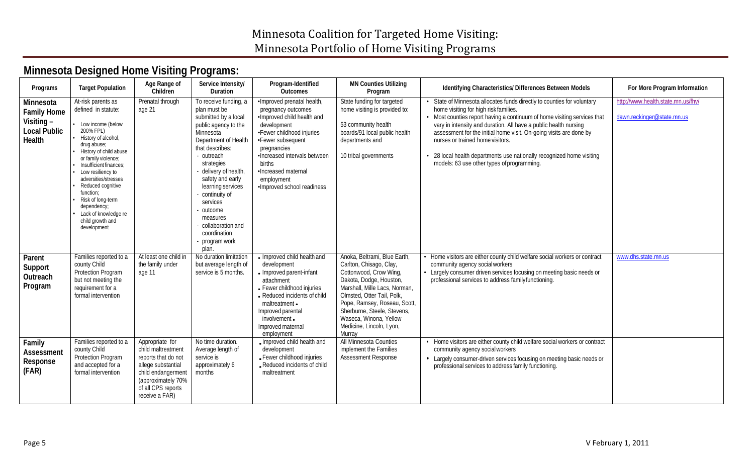# Minnesota Coalition for Targeted Home Visiting: Minnesota Portfolio of Home Visiting Programs

## Minnesota Designed Home Visiting Programs:

| Programs | Target Population | Age Range of Children | Service Intensity/ Duration | Program-Identified Outcomes | MN Counties Utilizing Program | Identifying Characteristics/ Differences Between Models | For More Program Information |
|---|---|---|---|---|---|---|---|
| **Minnesota Family Home Visiting – Local Public Health** | At-risk parents as defined in statute:<br>• Low income (below 200% FPL)<br>• History of alcohol, drug abuse;<br>• History of child abuse or family violence;<br>• Insufficient finances;<br>• Low resiliency to adversities/stresses<br>• Reduced cognitive function;<br>• Risk of long-term dependency;<br>• Lack of knowledge re child growth and development | Prenatal through age 21 | To receive funding, a plan must be submitted by a local public agency to the Minnesota Department of Health that describes:<br>- outreach strategies<br>- delivery of health, safety and early learning services<br>- continuity of services<br>- outcome measures<br>- collaboration and coordination<br>- program work plan. | •Improved prenatal health, pregnancy outcomes<br>•Improved child health and development<br>•Fewer childhood injuries<br>•Fewer subsequent pregnancies<br>•Increased intervals between births<br>•Increased maternal employment<br>•Improved school readiness | State funding for targeted home visiting is provided to:<br><br>53 community health boards/91 local public health departments and<br><br>10 tribal governments | • State of Minnesota allocates funds directly to counties for voluntary home visiting for high risk families.<br>• Most counties report having a continuum of home visiting services that vary in intensity and duration. All have a public health nursing assessment for the initial home visit. On-going visits are done by nurses or trained home visitors.<br>• 28 local health departments use nationally recognized home visiting models: 63 use other types of programming. | http://www.health.state.mn.us/fhv/<br><br>dawn.reckinger@state.mn.us |
| **Parent Support Outreach Program** | Families reported to a county Child Protection Program but not meeting the requirement for a formal intervention | At least one child in the family under age 11 | No duration limitation but average length of service is 5 months. | • Improved child health and development<br>• Improved parent-infant attachment<br>• Fewer childhood injuries<br>• Reduced incidents of child maltreatment<br>• Improved parental involvement<br>• Improved maternal employment | Anoka, Beltrami, Blue Earth, Carlton, Chisago, Clay, Cottonwood, Crow Wing, Dakota, Dodge, Houston, Marshall, Mille Lacs, Norman, Olmsted, Otter Tail, Polk, Pope, Ramsey, Roseau, Scott, Sherburne, Steele, Stevens, Waseca, Winona, Yellow Medicine, Lincoln, Lyon, Murray | • Home visitors are either county child welfare social workers or contract community agency social workers<br>• Largely consumer driven services focusing on meeting basic needs or professional services to address family functioning. | www.dhs.state.mn.us |
| **Family Assessment Response (FAR)** | Families reported to a county Child Protection Program and accepted for a formal intervention | Appropriate for child maltreatment reports that do not allege substantial child endangerment (approximately 70% of all CPS reports receive a FAR) | No time duration. Average length of service is approximately 6 months | • Improved child health and development<br>• Fewer childhood injuries<br>• Reduced incidents of child maltreatment | All Minnesota Counties implement the Families Assessment Response | • Home visitors are either county child welfare social workers or contract community agency social workers<br>• Largely consumer-driven services focusing on meeting basic needs or professional services to address family functioning. | |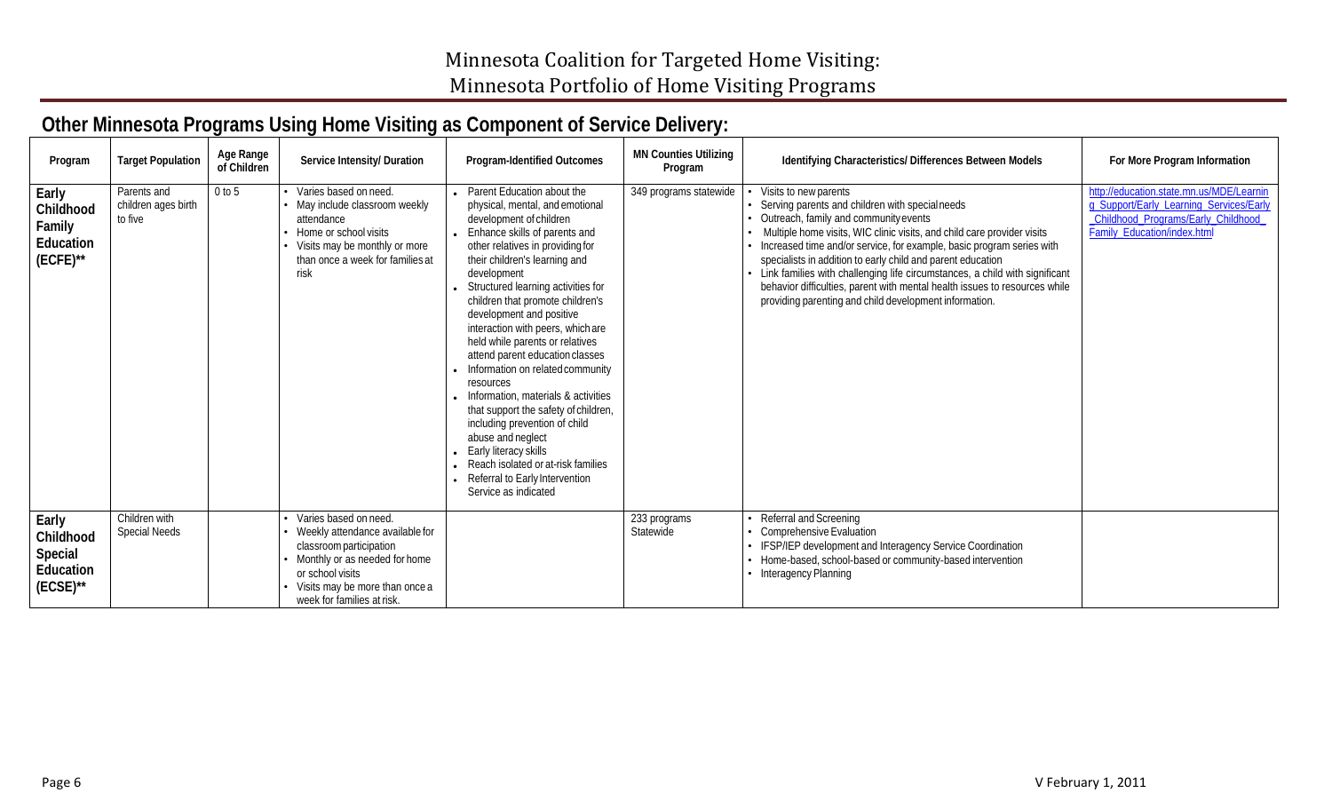# Minnesota Coalition for Targeted Home Visiting: Minnesota Portfolio of Home Visiting Programs

## Other Minnesota Programs Using Home Visiting as Component of Service Delivery:

| Program | Target Population | Age Range of Children | Service Intensity/ Duration | Program-Identified Outcomes | MN Counties Utilizing Program | Identifying Characteristics/ Differences Between Models | For More Program Information |
|---|---|---|---|---|---|---|---|
| **Early Childhood Family Education (ECFE)**\*\* | Parents and children ages birth to five | 0 to 5 | • Varies based on need.<br>• May include classroom weekly attendance<br>• Home or school visits<br>• Visits may be monthly or more than once a week for families at risk | • Parent Education about the physical, mental, and emotional development of children<br>• Enhance skills of parents and other relatives in providing for their children's learning and development<br>• Structured learning activities for children that promote children's development and positive interaction with peers, which are held while parents or relatives attend parent education classes<br>• Information on related community resources<br>• Information, materials & activities that support the safety of children, including prevention of child abuse and neglect<br>• Early literacy skills<br>• Reach isolated or at-risk families<br>• Referral to Early Intervention Service as indicated | 349 programs statewide | • Visits to new parents<br>• Serving parents and children with special needs<br>• Outreach, family and community events<br>• Multiple home visits, WIC clinic visits, and child care provider visits<br>• Increased time and/or service, for example, basic program series with specialists in addition to early child and parent education<br>• Link families with challenging life circumstances, a child with significant behavior difficulties, parent with mental health issues to resources while providing parenting and child development information. | http://education.state.mn.us/MDE/Learning_Support/Early_Learning_Services/Early_Childhood_Programs/Early_Childhood_Family_Education/index.html |
| **Early Childhood Special Education (ECSE)**\*\* | Children with Special Needs | | • Varies based on need.<br>• Weekly attendance available for classroom participation<br>• Monthly or as needed for home or school visits<br>• Visits may be more than once a week for families at risk. | | 233 programs Statewide | • Referral and Screening<br>• Comprehensive Evaluation<br>• IFSP/IEP development and Interagency Service Coordination<br>• Home-based, school-based or community-based intervention<br>• Interagency Planning | |

V February 1, 2011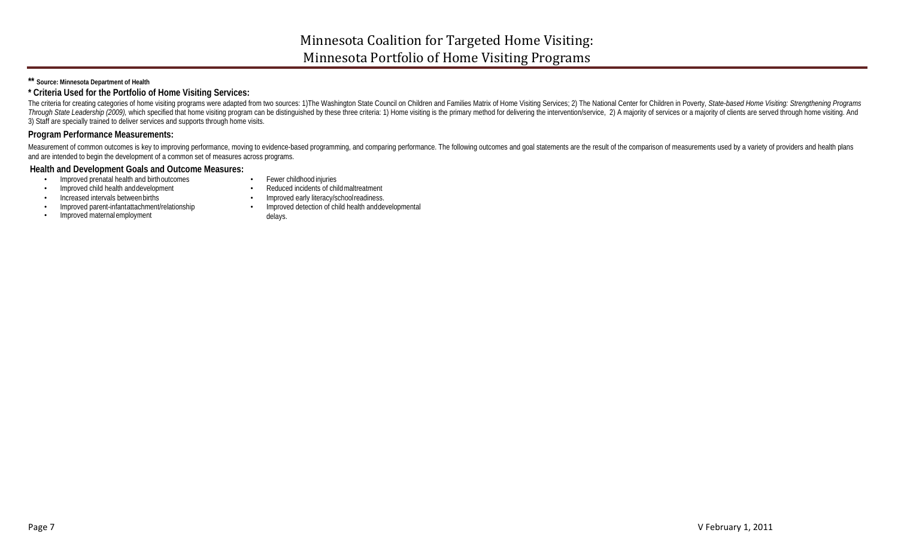** Source: Minnesota Department of Health

**\* Criteria Used for the Portfolio of Home Visiting Services:**

The criteria for creating categories of home visiting programs were adapted from two sources: 1)The Washington State Council on Children and Families Matrix of Home Visiting Services; 2) The National Center for Children in Poverty, *State-based Home Visiting: Strengthening Programs Through State Leadership (2009),* which specified that home visiting program can be distinguished by these three criteria: 1) Home visiting is the primary method for delivering the intervention/service, 2) A majority of services or a majority of clients are served through home visiting. And 3) Staff are specially trained to deliver services and supports through home visits.

**Program Performance Measurements:**

Measurement of common outcomes is key to improving performance, moving to evidence-based programming, and comparing performance. The following outcomes and goal statements are the result of the comparison of measurements used by a variety of providers and health plans and are intended to begin the development of a common set of measures across programs.

**Health and Development Goals and Outcome Measures:**

- Improved prenatal health and birth outcomes
- Improved child health and development
- Increased intervals between births
- Improved parent-infant attachment/relationship
- Improved maternal employment
- Fewer childhood injuries
- Reduced incidents of child maltreatment
- Improved early literacy/school readiness.
- Improved detection of child health and developmental delays.